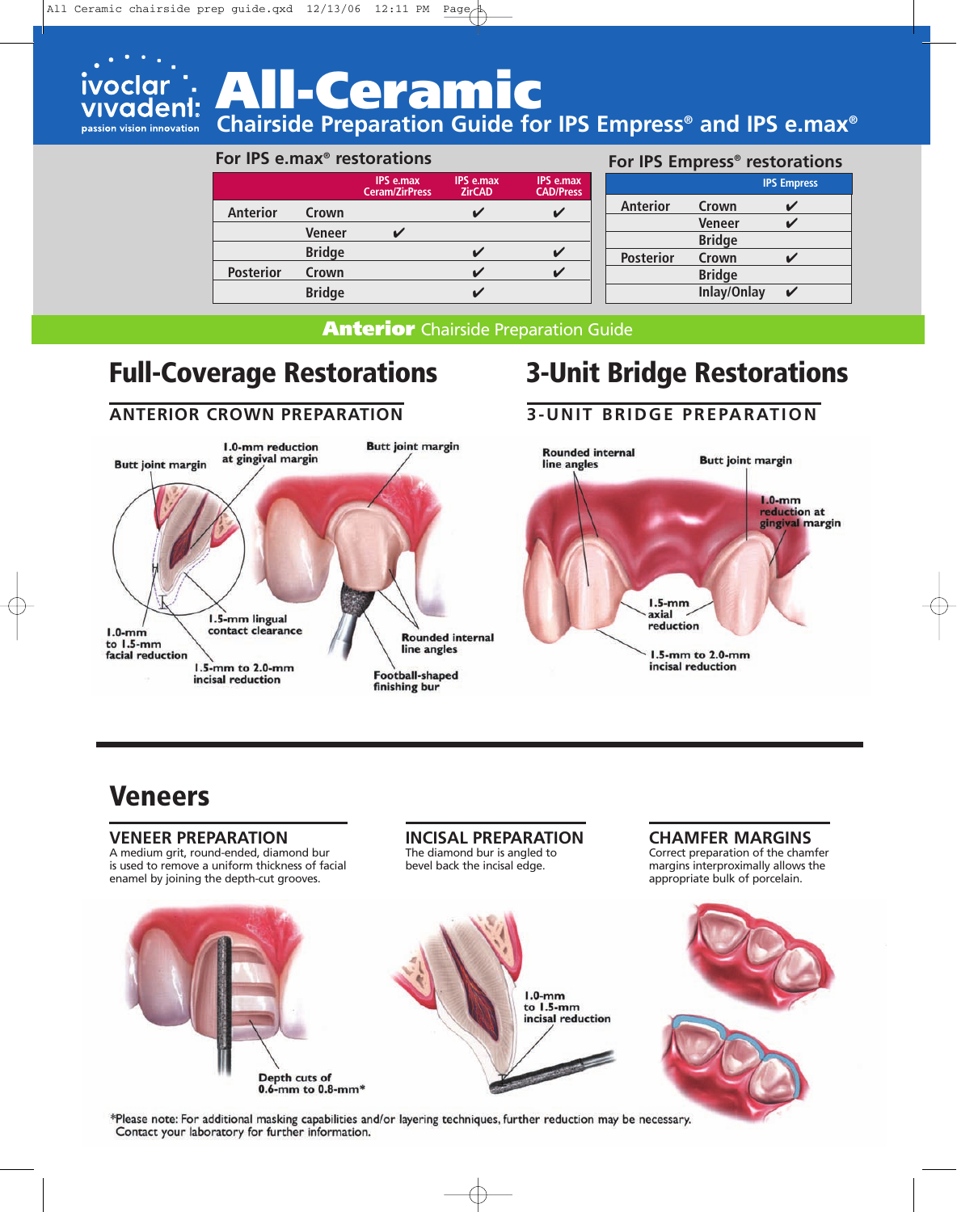# All-Ceramic

## Chairside Preparation Guide for IPS Empress® and IPS e.max®

### For IPS e.max® restorations

| | | IPS e.max Ceram/ZirPress | IPS e.max ZirCAD | IPS e.max CAD/Press |
|---|---|---|---|---|
| Anterior | Crown | | ✔ | ✔ |
| | Veneer | ✔ | | |
| | Bridge | | ✔ | ✔ |
| Posterior | Crown | | ✔ | ✔ |
| | Bridge | | ✔ | |

### For IPS Empress® restorations

| | | IPS Empress |
|---|---|---|
| Anterior | Crown | ✔ |
| | Veneer | ✔ |
| | Bridge | |
| Posterior | Crown | ✔ |
| | Bridge | |
| | Inlay/Onlay | ✔ |

## Anterior Chairside Preparation Guide

## Full-Coverage Restorations

### ANTERIOR CROWN PREPARATION

Butt joint margin; 1.0-mm reduction at gingival margin; Butt joint margin; 1.5-mm lingual contact clearance; 1.0-mm to 1.5-mm facial reduction; 1.5-mm to 2.0-mm incisal reduction; Rounded internal line angles; Football-shaped finishing bur

## 3-Unit Bridge Restorations

### 3-UNIT BRIDGE PREPARATION

Rounded internal line angles; Butt joint margin; 1.0-mm reduction at gingival margin; 1.5-mm axial reduction; 1.5-mm to 2.0-mm incisal reduction

## Veneers

### VENEER PREPARATION

A medium grit, round-ended, diamond bur is used to remove a uniform thickness of facial enamel by joining the depth-cut grooves.

Depth cuts of 0.6-mm to 0.8-mm*

### INCISAL PREPARATION

The diamond bur is angled to bevel back the incisal edge.

1.0-mm to 1.5-mm incisal reduction

### CHAMFER MARGINS

Correct preparation of the chamfer margins interproximally allows the appropriate bulk of porcelain.

*Please note: For additional masking capabilities and/or layering techniques, further reduction may be necessary. Contact your laboratory for further information.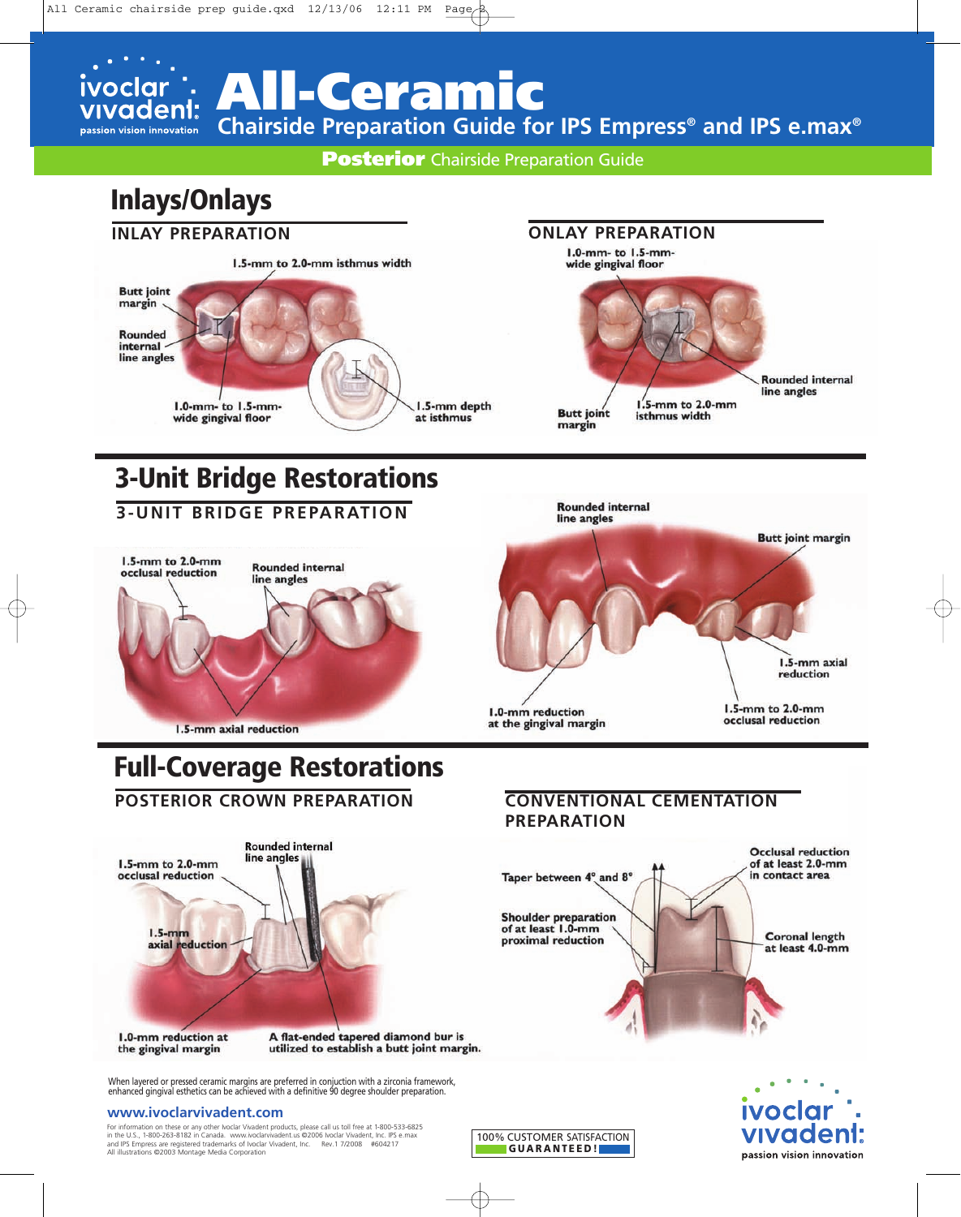ivoclar vivadent: passion vision innovation

# All-Ceramic

## Chairside Preparation Guide for IPS Empress® and IPS e.max®

**Posterior** Chairside Preparation Guide

## Inlays/Onlays

### INLAY PREPARATION

1.5-mm to 2.0-mm isthmus width

Butt joint margin

Rounded internal line angles

1.0-mm- to 1.5-mm-wide gingival floor

1.5-mm depth at isthmus

### ONLAY PREPARATION

1.0-mm- to 1.5-mm-wide gingival floor

Rounded internal line angles

Butt joint margin

1.5-mm to 2.0-mm isthmus width

## 3-Unit Bridge Restorations

### 3-UNIT BRIDGE PREPARATION

1.5-mm to 2.0-mm occlusal reduction

Rounded internal line angles

1.5-mm axial reduction

Rounded internal line angles

Butt joint margin

1.5-mm axial reduction

1.0-mm reduction at the gingival margin

1.5-mm to 2.0-mm occlusal reduction

## Full-Coverage Restorations

### POSTERIOR CROWN PREPARATION

1.5-mm to 2.0-mm occlusal reduction

Rounded internal line angles

1.5-mm axial reduction

1.0-mm reduction at the gingival margin

A flat-ended tapered diamond bur is utilized to establish a butt joint margin.

### CONVENTIONAL CEMENTATION PREPARATION

Taper between 4° and 8°

Occlusal reduction of at least 2.0-mm in contact area

Shoulder preparation of at least 1.0-mm proximal reduction

Coronal length at least 4.0-mm

When layered or pressed ceramic margins are preferred in conjuction with a zirconia framework, enhanced gingival esthetics can be achieved with a definitive 90 degree shoulder preparation.

**www.ivoclarvivadent.com**

For information on these or any other Ivoclar Vivadent products, please call us toll free at 1-800-533-6825 in the U.S., 1-800-263-8182 in Canada. www.ivoclarvivadent.us ©2006 Ivoclar Vivadent, Inc. IPS e.max and IPS Empress are registered trademarks of Ivoclar Vivadent, Inc. Rev.1 7/2008 #604217
All illustrations ©2003 Montage Media Corporation

100% CUSTOMER SATISFACTION GUARANTEED!

ivoclar vivadent: passion vision innovation